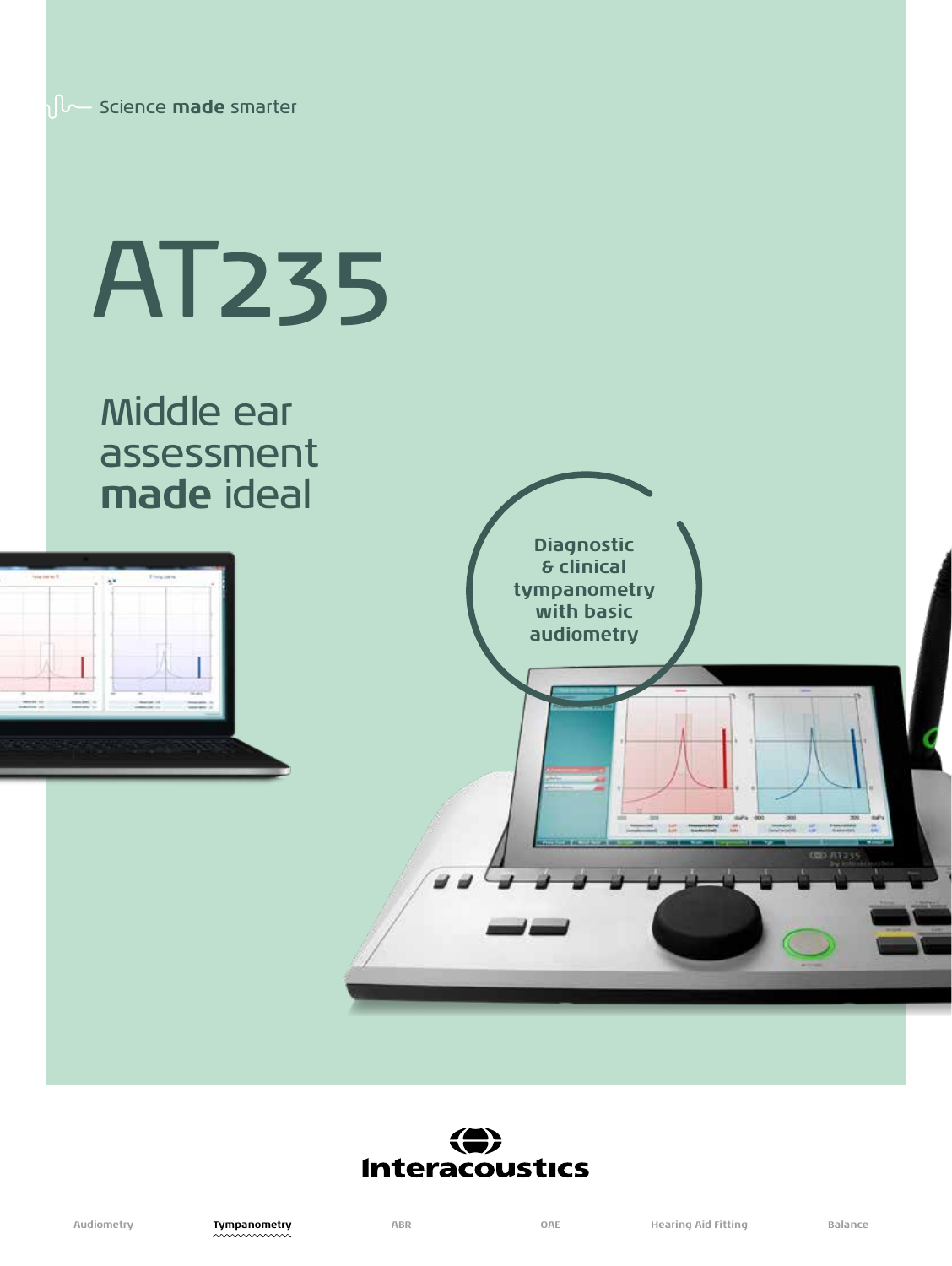Science **made** smarter

# AT235

## Middle ear assessment **made** ideal

Diagnostic & clinical tympanometry with basic audiometry

Interacoustics

Audiometry | **Tympanometry** | ABR | OAE | Hearing Aid Fitting | Balance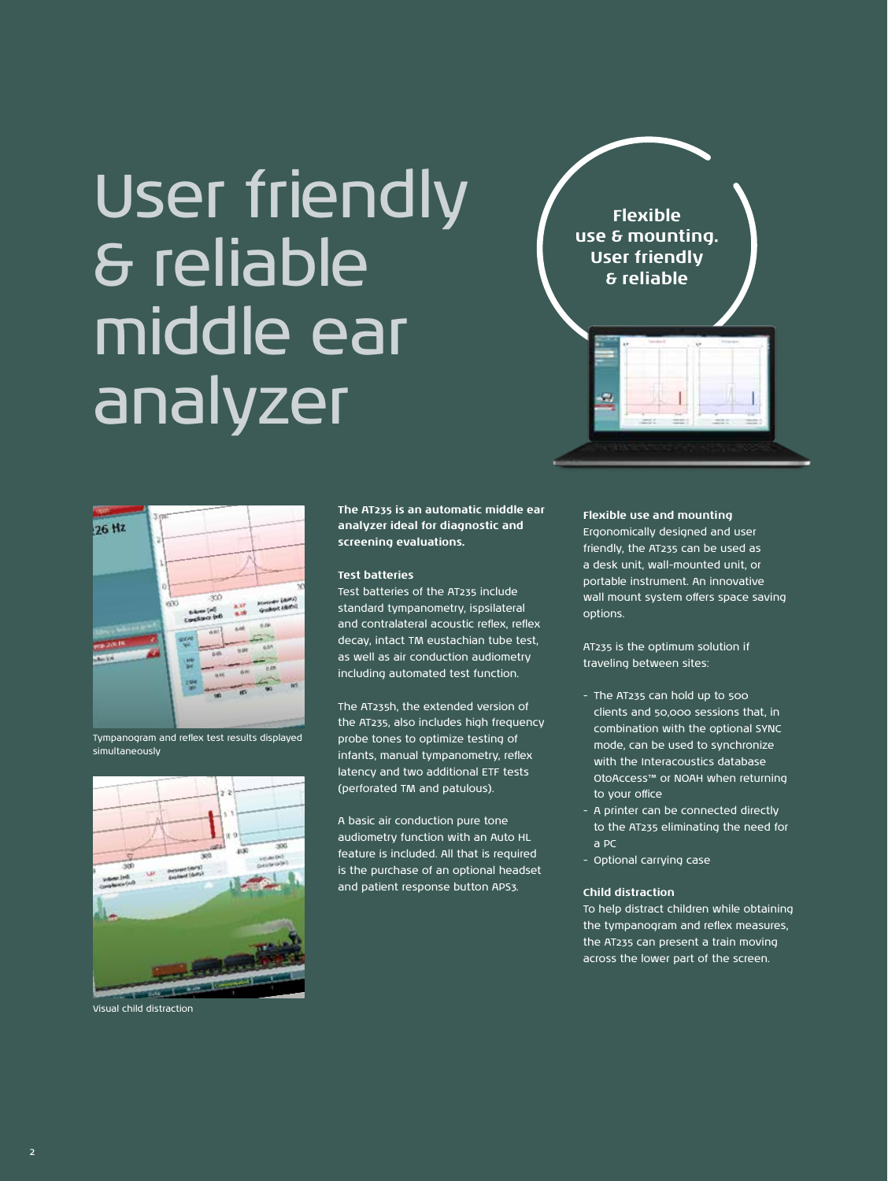# User friendly & reliable middle ear analyzer

**Flexible use & mounting. User friendly & reliable**

Tympanogram and reflex test results displayed simultaneously

Visual child distraction

**The AT235 is an automatic middle ear analyzer ideal for diagnostic and screening evaluations.**

### Test batteries

Test batteries of the AT235 include standard tympanometry, ispsilateral and contralateral acoustic reflex, reflex decay, intact TM eustachian tube test, as well as air conduction audiometry including automated test function.

The AT235h, the extended version of the AT235, also includes high frequency probe tones to optimize testing of infants, manual tympanometry, reflex latency and two additional ETF tests (perforated TM and patulous).

A basic air conduction pure tone audiometry function with an Auto HL feature is included. All that is required is the purchase of an optional headset and patient response button APS3.

### Flexible use and mounting

Ergonomically designed and user friendly, the AT235 can be used as a desk unit, wall-mounted unit, or portable instrument. An innovative wall mount system offers space saving options.

AT235 is the optimum solution if traveling between sites:

- The AT235 can hold up to 500 clients and 50,000 sessions that, in combination with the optional SYNC mode, can be used to synchronize with the Interacoustics database OtoAccess™ or NOAH when returning to your office
- A printer can be connected directly to the AT235 eliminating the need for a PC
- Optional carrying case

### Child distraction

To help distract children while obtaining the tympanogram and reflex measures, the AT235 can present a train moving across the lower part of the screen.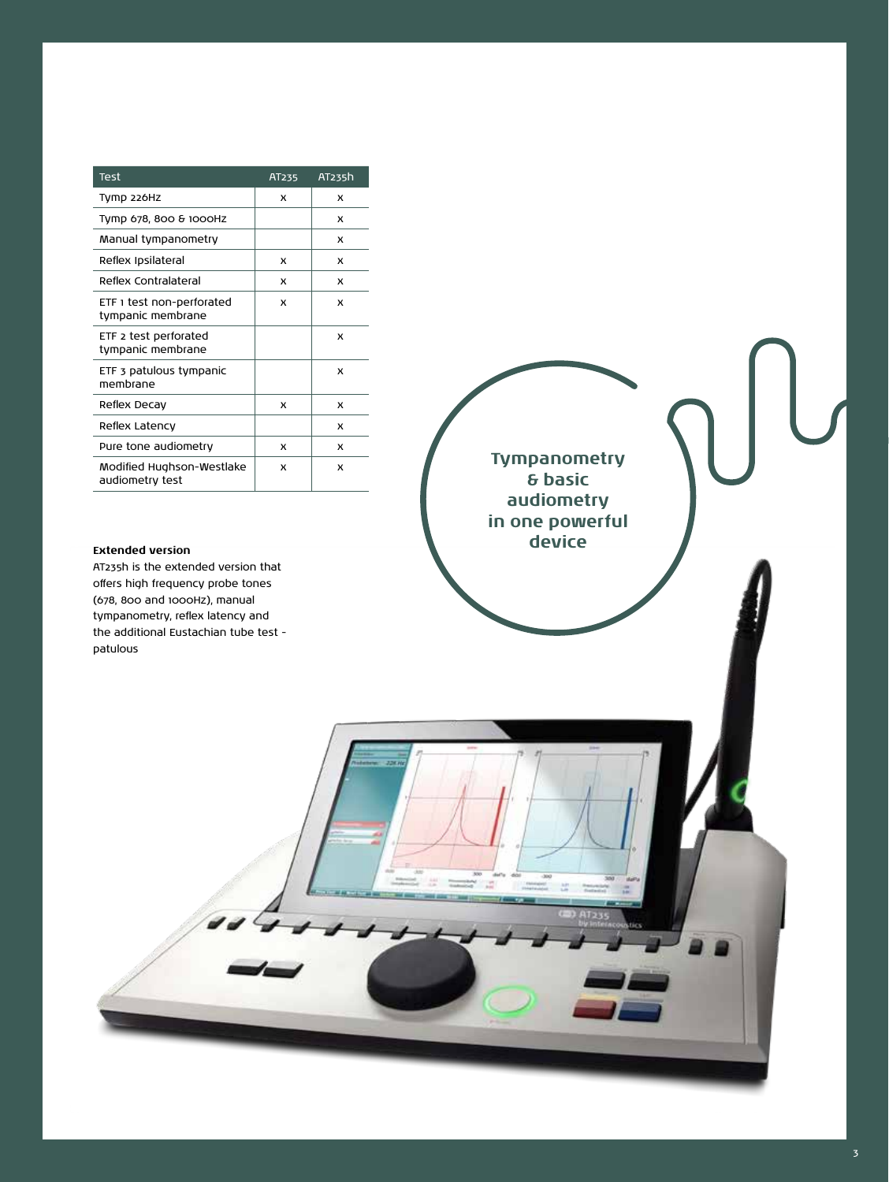| Test | AT235 | AT235h |
| --- | --- | --- |
| Tymp 226Hz | x | x |
| Tymp 678, 800 & 1000Hz | | x |
| Manual tympanometry | | x |
| Reflex Ipsilateral | x | x |
| Reflex Contralateral | x | x |
| ETF 1 test non-perforated tympanic membrane | x | x |
| ETF 2 test perforated tympanic membrane | | x |
| ETF 3 patulous tympanic membrane | | x |
| Reflex Decay | x | x |
| Reflex Latency | | x |
| Pure tone audiometry | x | x |
| Modified Hughson-Westlake audiometry test | x | x |

**Extended version**

AT235h is the extended version that offers high frequency probe tones (678, 800 and 1000Hz), manual tympanometry, reflex latency and the additional Eustachian tube test - patulous

**Tympanometry & basic audiometry in one powerful device**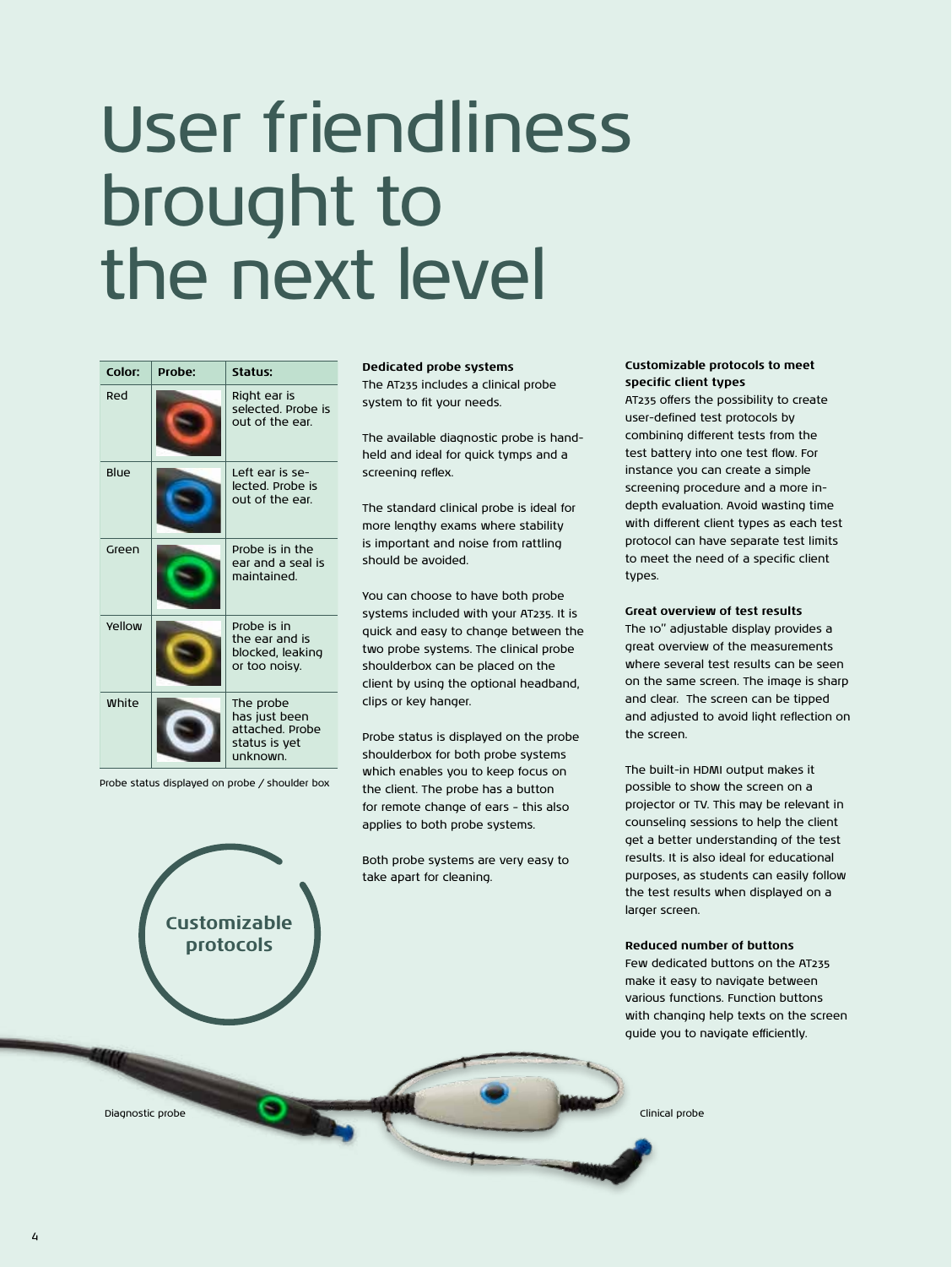# User friendliness brought to the next level

| Color: | Probe: | Status: |
| --- | --- | --- |
| Red | | Right ear is selected. Probe is out of the ear. |
| Blue | | Left ear is selected. Probe is out of the ear. |
| Green | | Probe is in the ear and a seal is maintained. |
| Yellow | | Probe is in the ear and is blocked, leaking or too noisy. |
| White | | The probe has just been attached. Probe status is yet unknown. |

Probe status displayed on probe / shoulder box

**Customizable protocols**

**Dedicated probe systems**
The AT235 includes a clinical probe system to fit your needs.

The available diagnostic probe is hand-held and ideal for quick tymps and a screening reflex.

The standard clinical probe is ideal for more lengthy exams where stability is important and noise from rattling should be avoided.

You can choose to have both probe systems included with your AT235. It is quick and easy to change between the two probe systems. The clinical probe shoulderbox can be placed on the client by using the optional headband, clips or key hanger.

Probe status is displayed on the probe shoulderbox for both probe systems which enables you to keep focus on the client. The probe has a button for remote change of ears – this also applies to both probe systems.

Both probe systems are very easy to take apart for cleaning.

**Customizable protocols to meet specific client types**
AT235 offers the possibility to create user-defined test protocols by combining different tests from the test battery into one test flow. For instance you can create a simple screening procedure and a more in-depth evaluation. Avoid wasting time with different client types as each test protocol can have separate test limits to meet the need of a specific client types.

**Great overview of test results**
The 10" adjustable display provides a great overview of the measurements where several test results can be seen on the same screen. The image is sharp and clear. The screen can be tipped and adjusted to avoid light reflection on the screen.

The built-in HDMI output makes it possible to show the screen on a projector or TV. This may be relevant in counseling sessions to help the client get a better understanding of the test results. It is also ideal for educational purposes, as students can easily follow the test results when displayed on a larger screen.

**Reduced number of buttons**
Few dedicated buttons on the AT235 make it easy to navigate between various functions. Function buttons with changing help texts on the screen guide you to navigate efficiently.

Diagnostic probe

Clinical probe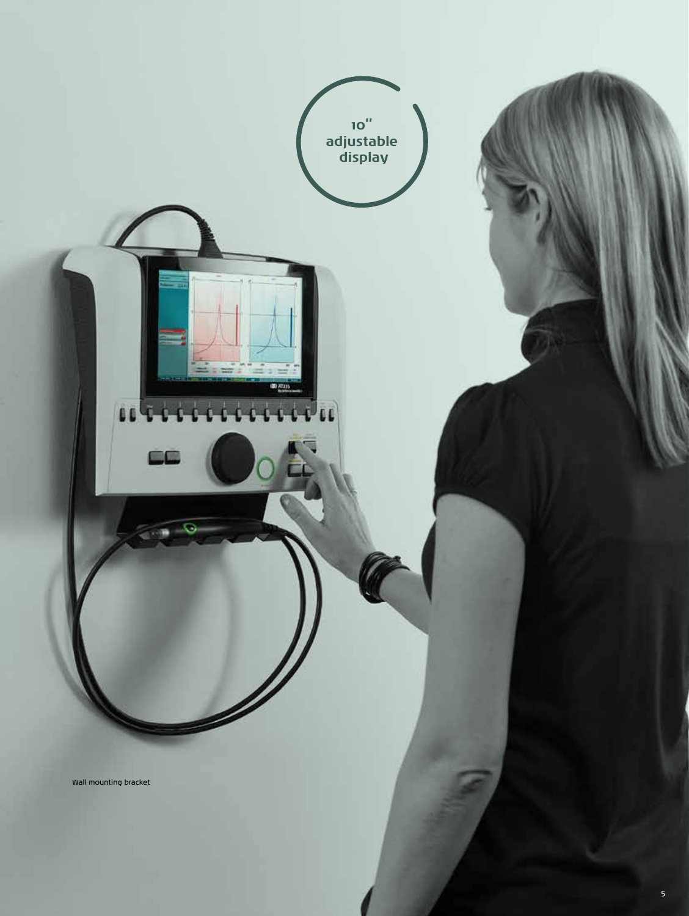10" adjustable display

Wall mounting bracket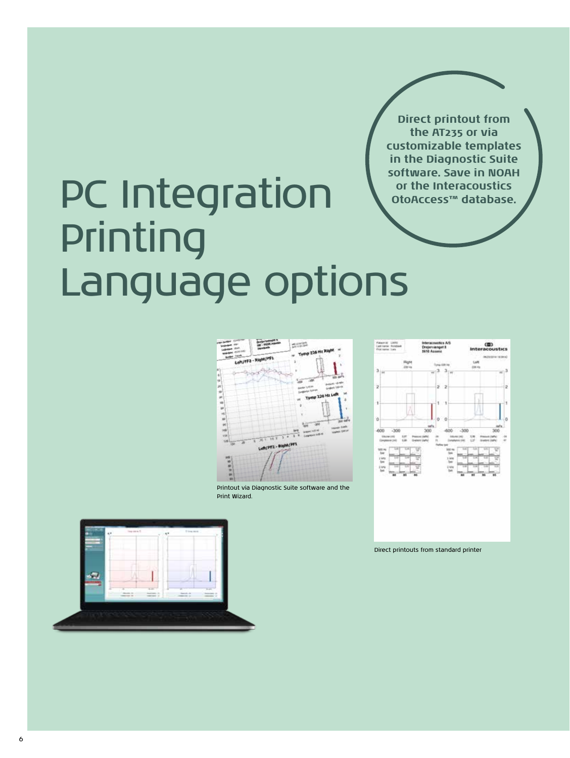# PC Integration
# Printing
# Language options

**Direct printout from the AT235 or via customizable templates in the Diagnostic Suite software. Save in NOAH or the Interacoustics OtoAccess™ database.**

Printout via Diagnostic Suite software and the Print Wizard.

Direct printouts from standard printer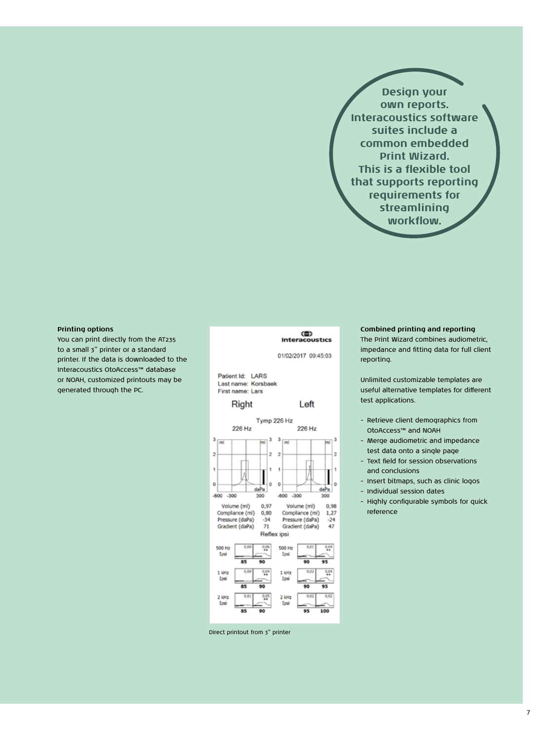Design your own reports. Interacoustics software suites include a common embedded Print Wizard. This is a flexible tool that supports reporting requirements for streamlining workflow.

**Printing options**

You can print directly from the AT235 to a small 3" printer or a standard printer. If the data is downloaded to the Interacoustics OtoAccess™ database or NOAH, customized printouts may be generated through the PC.

Direct printout from 3" printer

**Combined printing and reporting**

The Print Wizard combines audiometric, impedance and fitting data for full client reporting.

Unlimited customizable templates are useful alternative templates for different test applications.

- Retrieve client demographics from OtoAccess™ and NOAH
- Merge audiometric and impedance test data onto a single page
- Text field for session observations and conclusions
- Insert bitmaps, such as clinic logos
- Individual session dates
- Highly configurable symbols for quick reference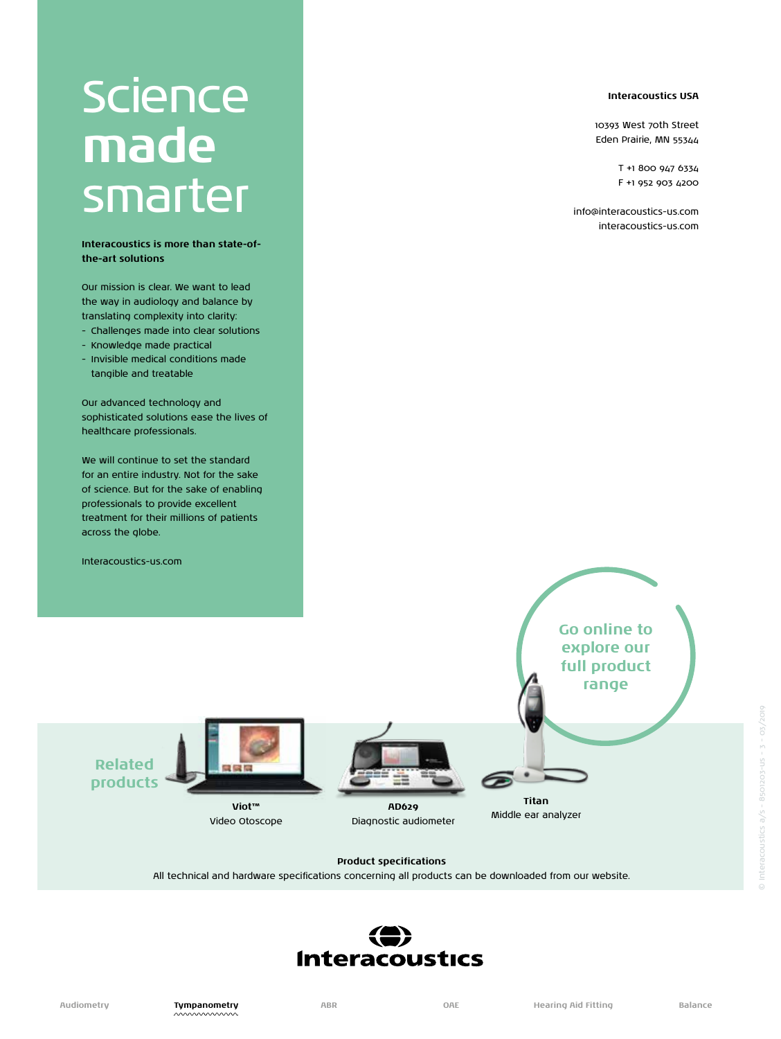# Science made smarter

**Interacoustics is more than state-of-the-art solutions**

Our mission is clear. We want to lead the way in audiology and balance by translating complexity into clarity:

- Challenges made into clear solutions
- Knowledge made practical
- Invisible medical conditions made tangible and treatable

Our advanced technology and sophisticated solutions ease the lives of healthcare professionals.

We will continue to set the standard for an entire industry. Not for the sake of science. But for the sake of enabling professionals to provide excellent treatment for their millions of patients across the globe.

Interacoustics-us.com

**Interacoustics USA**

10393 West 70th Street
Eden Prairie, MN 55344

T +1 800 947 6334
F +1 952 903 4200

info@interacoustics-us.com
interacoustics-us.com

Go online to explore our full product range

## Related products

**Viot™**
Video Otoscope

**AD629**
Diagnostic audiometer

**Titan**
Middle ear analyzer

**Product specifications**
All technical and hardware specifications concerning all products can be downloaded from our website.

Interacoustics

Audiometry | **Tympanometry** | ABR | OAE | Hearing Aid Fitting | Balance

© Interacoustics a/s - 8501203-US - 3 - 03/2019